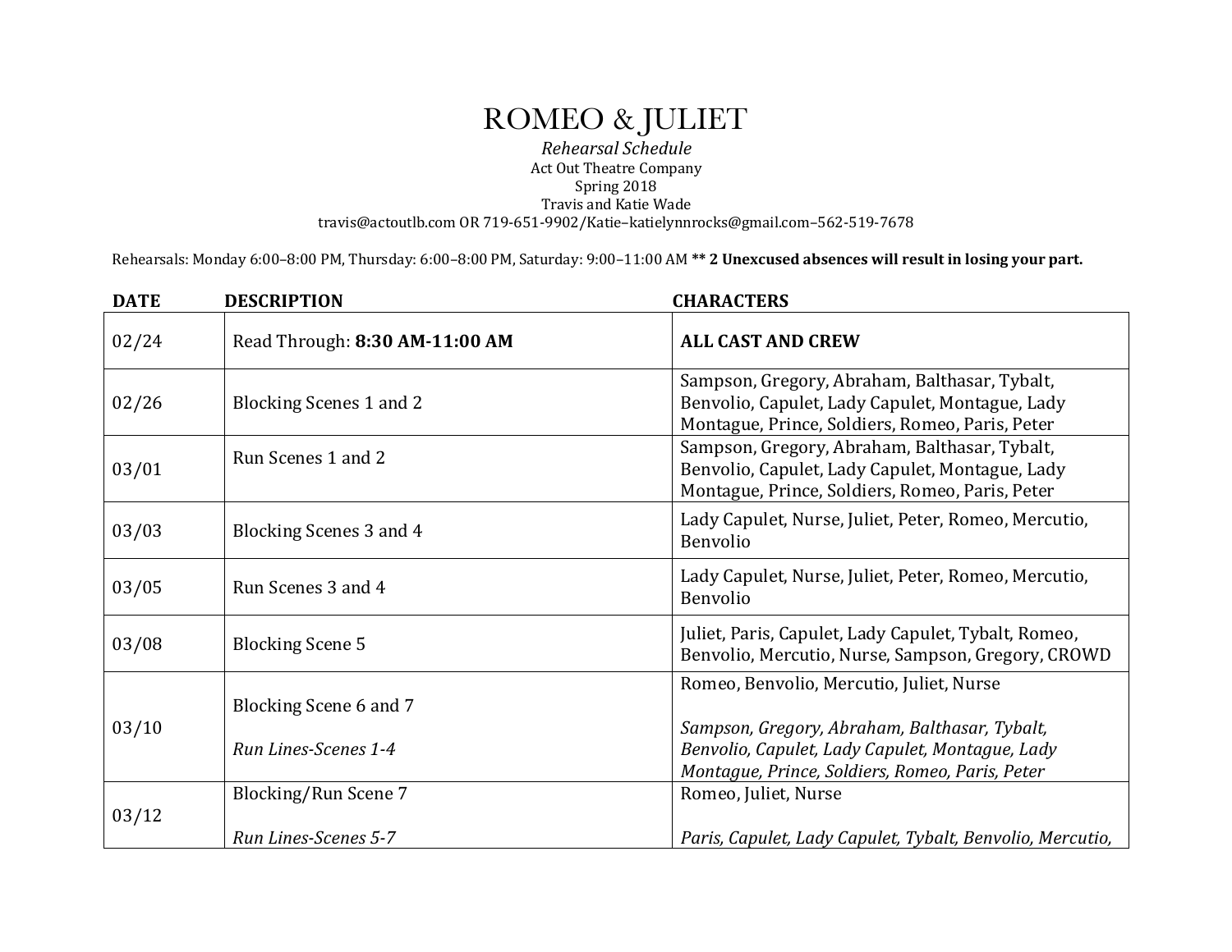# ROMEO & JULIET

*Rehearsal Schedule*
Act Out Theatre Company
Spring 2018
Travis and Katie Wade
travis@actoutlb.com OR 719-651-9902/Katie–katielynnrocks@gmail.com–562-519-7678

Rehearsals: Monday 6:00–8:00 PM, Thursday: 6:00–8:00 PM, Saturday: 9:00–11:00 AM **** 2 Unexcused absences will result in losing your part.**

| DATE | DESCRIPTION | CHARACTERS |
|---|---|---|
| 02/24 | Read Through: **8:30 AM-11:00 AM** | **ALL CAST AND CREW** |
| 02/26 | Blocking Scenes 1 and 2 | Sampson, Gregory, Abraham, Balthasar, Tybalt, Benvolio, Capulet, Lady Capulet, Montague, Lady Montague, Prince, Soldiers, Romeo, Paris, Peter |
| 03/01 | Run Scenes 1 and 2 | Sampson, Gregory, Abraham, Balthasar, Tybalt, Benvolio, Capulet, Lady Capulet, Montague, Lady Montague, Prince, Soldiers, Romeo, Paris, Peter |
| 03/03 | Blocking Scenes 3 and 4 | Lady Capulet, Nurse, Juliet, Peter, Romeo, Mercutio, Benvolio |
| 03/05 | Run Scenes 3 and 4 | Lady Capulet, Nurse, Juliet, Peter, Romeo, Mercutio, Benvolio |
| 03/08 | Blocking Scene 5 | Juliet, Paris, Capulet, Lady Capulet, Tybalt, Romeo, Benvolio, Mercutio, Nurse, Sampson, Gregory, CROWD |
| 03/10 | Blocking Scene 6 and 7<br><br>*Run Lines-Scenes 1-4* | Romeo, Benvolio, Mercutio, Juliet, Nurse<br><br>*Sampson, Gregory, Abraham, Balthasar, Tybalt, Benvolio, Capulet, Lady Capulet, Montague, Lady Montague, Prince, Soldiers, Romeo, Paris, Peter* |
| 03/12 | Blocking/Run Scene 7<br><br>*Run Lines-Scenes 5-7* | Romeo, Juliet, Nurse<br><br>*Paris, Capulet, Lady Capulet, Tybalt, Benvolio, Mercutio,* |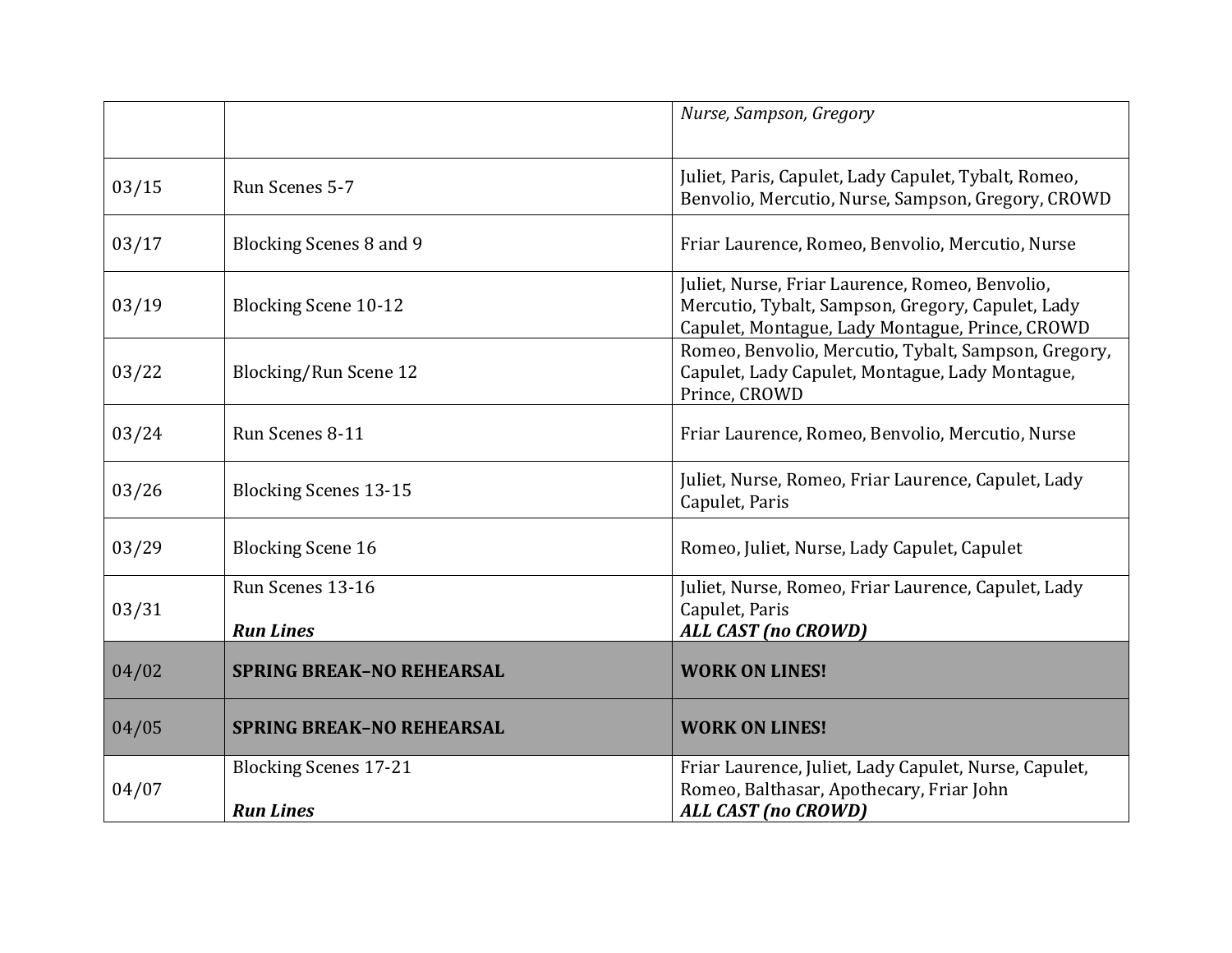| | | |
|---|---|---|
| | | *Nurse, Sampson, Gregory* |
| 03/15 | Run Scenes 5-7 | Juliet, Paris, Capulet, Lady Capulet, Tybalt, Romeo, Benvolio, Mercutio, Nurse, Sampson, Gregory, CROWD |
| 03/17 | Blocking Scenes 8 and 9 | Friar Laurence, Romeo, Benvolio, Mercutio, Nurse |
| 03/19 | Blocking Scene 10-12 | Juliet, Nurse, Friar Laurence, Romeo, Benvolio, Mercutio, Tybalt, Sampson, Gregory, Capulet, Lady Capulet, Montague, Lady Montague, Prince, CROWD |
| 03/22 | Blocking/Run Scene 12 | Romeo, Benvolio, Mercutio, Tybalt, Sampson, Gregory, Capulet, Lady Capulet, Montague, Lady Montague, Prince, CROWD |
| 03/24 | Run Scenes 8-11 | Friar Laurence, Romeo, Benvolio, Mercutio, Nurse |
| 03/26 | Blocking Scenes 13-15 | Juliet, Nurse, Romeo, Friar Laurence, Capulet, Lady Capulet, Paris |
| 03/29 | Blocking Scene 16 | Romeo, Juliet, Nurse, Lady Capulet, Capulet |
| 03/31 | Run Scenes 13-16<br><br>***Run Lines*** | Juliet, Nurse, Romeo, Friar Laurence, Capulet, Lady Capulet, Paris<br>***ALL CAST (no CROWD)*** |
| 04/02 | **SPRING BREAK–NO REHEARSAL** | **WORK ON LINES!** |
| 04/05 | **SPRING BREAK–NO REHEARSAL** | **WORK ON LINES!** |
| 04/07 | Blocking Scenes 17-21<br><br>***Run Lines*** | Friar Laurence, Juliet, Lady Capulet, Nurse, Capulet, Romeo, Balthasar, Apothecary, Friar John<br>***ALL CAST (no CROWD)*** |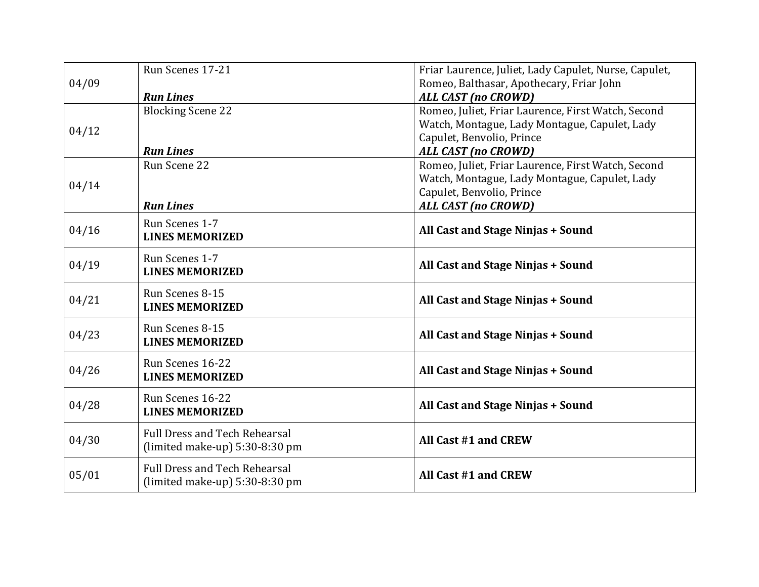| | | |
|---|---|---|
| 04/09 | Run Scenes 17-21<br><br>***Run Lines*** | Friar Laurence, Juliet, Lady Capulet, Nurse, Capulet, Romeo, Balthasar, Apothecary, Friar John<br>***ALL CAST (no CROWD)*** |
| 04/12 | Blocking Scene 22<br><br><br>***Run Lines*** | Romeo, Juliet, Friar Laurence, First Watch, Second Watch, Montague, Lady Montague, Capulet, Lady Capulet, Benvolio, Prince<br>***ALL CAST (no CROWD)*** |
| 04/14 | Run Scene 22<br><br><br>***Run Lines*** | Romeo, Juliet, Friar Laurence, First Watch, Second Watch, Montague, Lady Montague, Capulet, Lady Capulet, Benvolio, Prince<br>***ALL CAST (no CROWD)*** |
| 04/16 | Run Scenes 1-7<br>**LINES MEMORIZED** | **All Cast and Stage Ninjas + Sound** |
| 04/19 | Run Scenes 1-7<br>**LINES MEMORIZED** | **All Cast and Stage Ninjas + Sound** |
| 04/21 | Run Scenes 8-15<br>**LINES MEMORIZED** | **All Cast and Stage Ninjas + Sound** |
| 04/23 | Run Scenes 8-15<br>**LINES MEMORIZED** | **All Cast and Stage Ninjas + Sound** |
| 04/26 | Run Scenes 16-22<br>**LINES MEMORIZED** | **All Cast and Stage Ninjas + Sound** |
| 04/28 | Run Scenes 16-22<br>**LINES MEMORIZED** | **All Cast and Stage Ninjas + Sound** |
| 04/30 | Full Dress and Tech Rehearsal<br>(limited make-up) 5:30-8:30 pm | **All Cast #1 and CREW** |
| 05/01 | Full Dress and Tech Rehearsal<br>(limited make-up) 5:30-8:30 pm | **All Cast #1 and CREW** |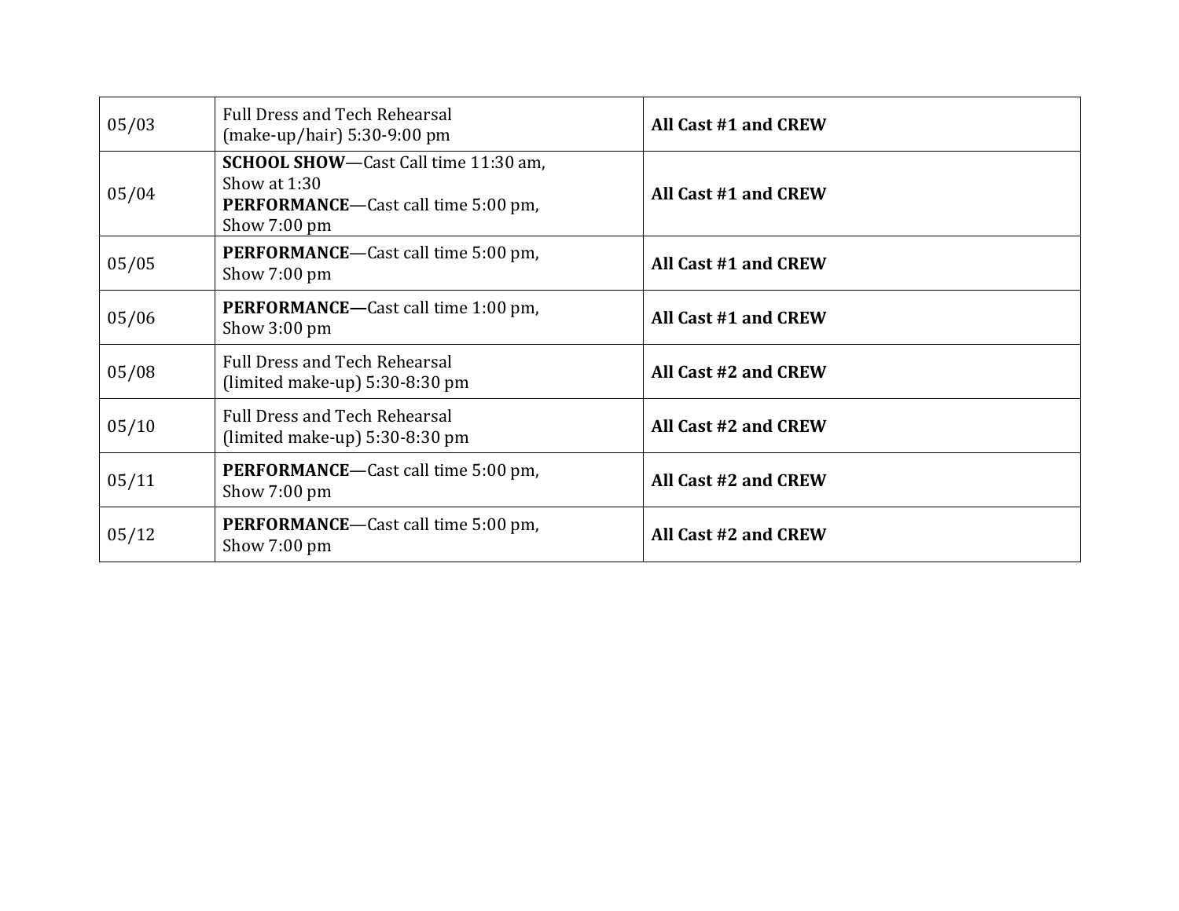| | | |
|---|---|---|
| 05/03 | Full Dress and Tech Rehearsal (make-up/hair) 5:30-9:00 pm | **All Cast #1 and CREW** |
| 05/04 | **SCHOOL SHOW**—Cast Call time 11:30 am, Show at 1:30 **PERFORMANCE**—Cast call time 5:00 pm, Show 7:00 pm | **All Cast #1 and CREW** |
| 05/05 | **PERFORMANCE**—Cast call time 5:00 pm, Show 7:00 pm | **All Cast #1 and CREW** |
| 05/06 | **PERFORMANCE—**Cast call time 1:00 pm, Show 3:00 pm | **All Cast #1 and CREW** |
| 05/08 | Full Dress and Tech Rehearsal (limited make-up) 5:30-8:30 pm | **All Cast #2 and CREW** |
| 05/10 | Full Dress and Tech Rehearsal (limited make-up) 5:30-8:30 pm | **All Cast #2 and CREW** |
| 05/11 | **PERFORMANCE**—Cast call time 5:00 pm, Show 7:00 pm | **All Cast #2 and CREW** |
| 05/12 | **PERFORMANCE**—Cast call time 5:00 pm, Show 7:00 pm | **All Cast #2 and CREW** |